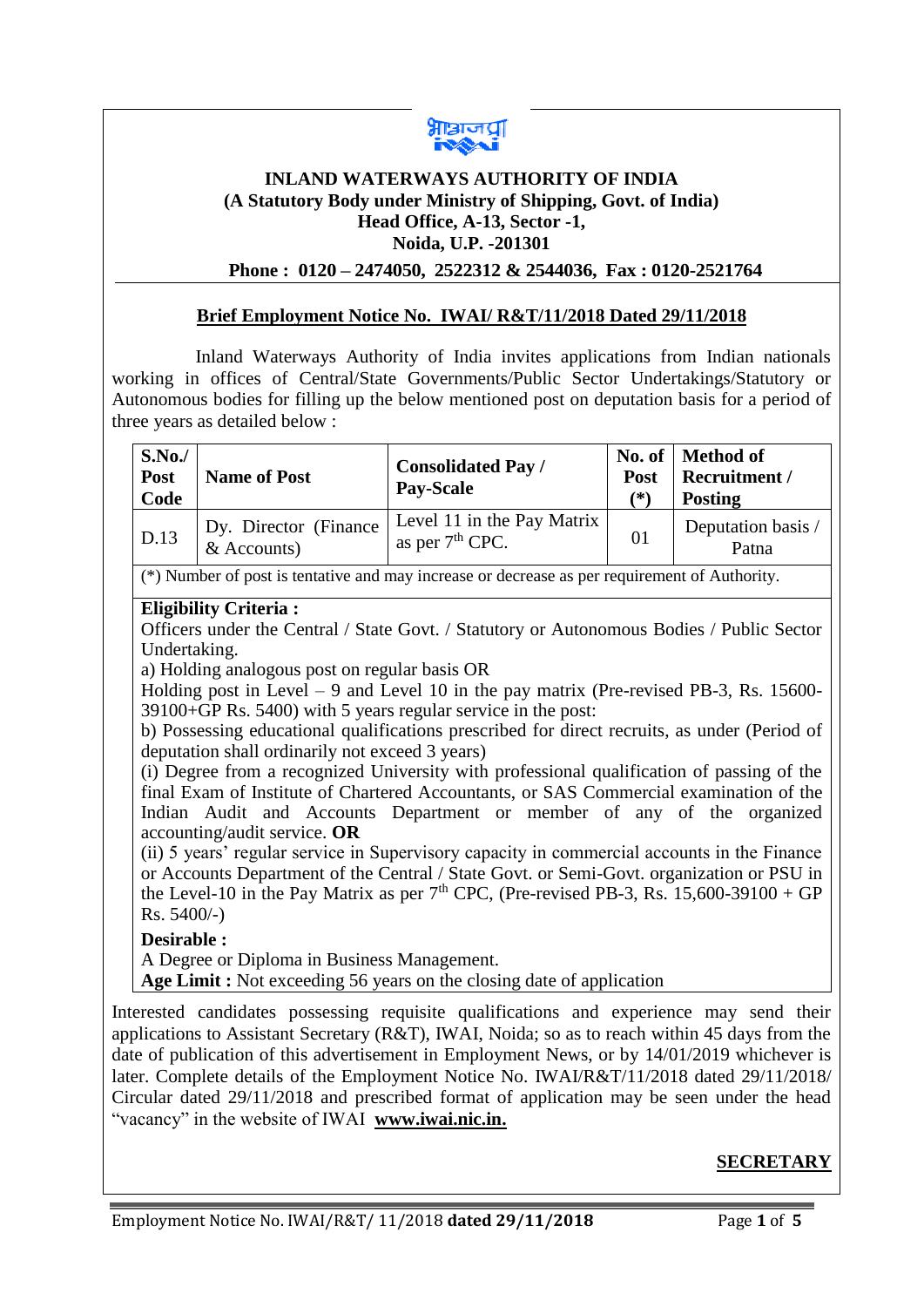# INLAND WATERWAYS AUTHORITY OF INDIA

**(A Statutory Body under Ministry of Shipping, Govt. of India)**
**Head Office, A-13, Sector -1,**
**Noida, U.P. -201301**

**Phone : 0120 – 2474050, 2522312 & 2544036, Fax : 0120-2521764**

## Brief Employment Notice No. IWAI/ R&T/11/2018 Dated 29/11/2018

Inland Waterways Authority of India invites applications from Indian nationals working in offices of Central/State Governments/Public Sector Undertakings/Statutory or Autonomous bodies for filling up the below mentioned post on deputation basis for a period of three years as detailed below :

| S.No./ Post Code | Name of Post | Consolidated Pay / Pay-Scale | No. of Post (*) | Method of Recruitment / Posting |
|---|---|---|---|---|
| D.13 | Dy. Director (Finance & Accounts) | Level 11 in the Pay Matrix as per 7th CPC. | 01 | Deputation basis / Patna |

(*) Number of post is tentative and may increase or decrease as per requirement of Authority.

**Eligibility Criteria :**

Officers under the Central / State Govt. / Statutory or Autonomous Bodies / Public Sector Undertaking.

a) Holding analogous post on regular basis OR
Holding post in Level – 9 and Level 10 in the pay matrix (Pre-revised PB-3, Rs. 15600-39100+GP Rs. 5400) with 5 years regular service in the post:

b) Possessing educational qualifications prescribed for direct recruits, as under (Period of deputation shall ordinarily not exceed 3 years)

(i) Degree from a recognized University with professional qualification of passing of the final Exam of Institute of Chartered Accountants, or SAS Commercial examination of the Indian Audit and Accounts Department or member of any of the organized accounting/audit service. **OR**

(ii) 5 years' regular service in Supervisory capacity in commercial accounts in the Finance or Accounts Department of the Central / State Govt. or Semi-Govt. organization or PSU in the Level-10 in the Pay Matrix as per 7th CPC, (Pre-revised PB-3, Rs. 15,600-39100 + GP Rs. 5400/-)

**Desirable :**

A Degree or Diploma in Business Management.

**Age Limit :** Not exceeding 56 years on the closing date of application

Interested candidates possessing requisite qualifications and experience may send their applications to Assistant Secretary (R&T), IWAI, Noida; so as to reach within 45 days from the date of publication of this advertisement in Employment News, or by 14/01/2019 whichever is later. Complete details of the Employment Notice No. IWAI/R&T/11/2018 dated 29/11/2018/ Circular dated 29/11/2018 and prescribed format of application may be seen under the head "vacancy" in the website of IWAI **www.iwai.nic.in.**

**SECRETARY**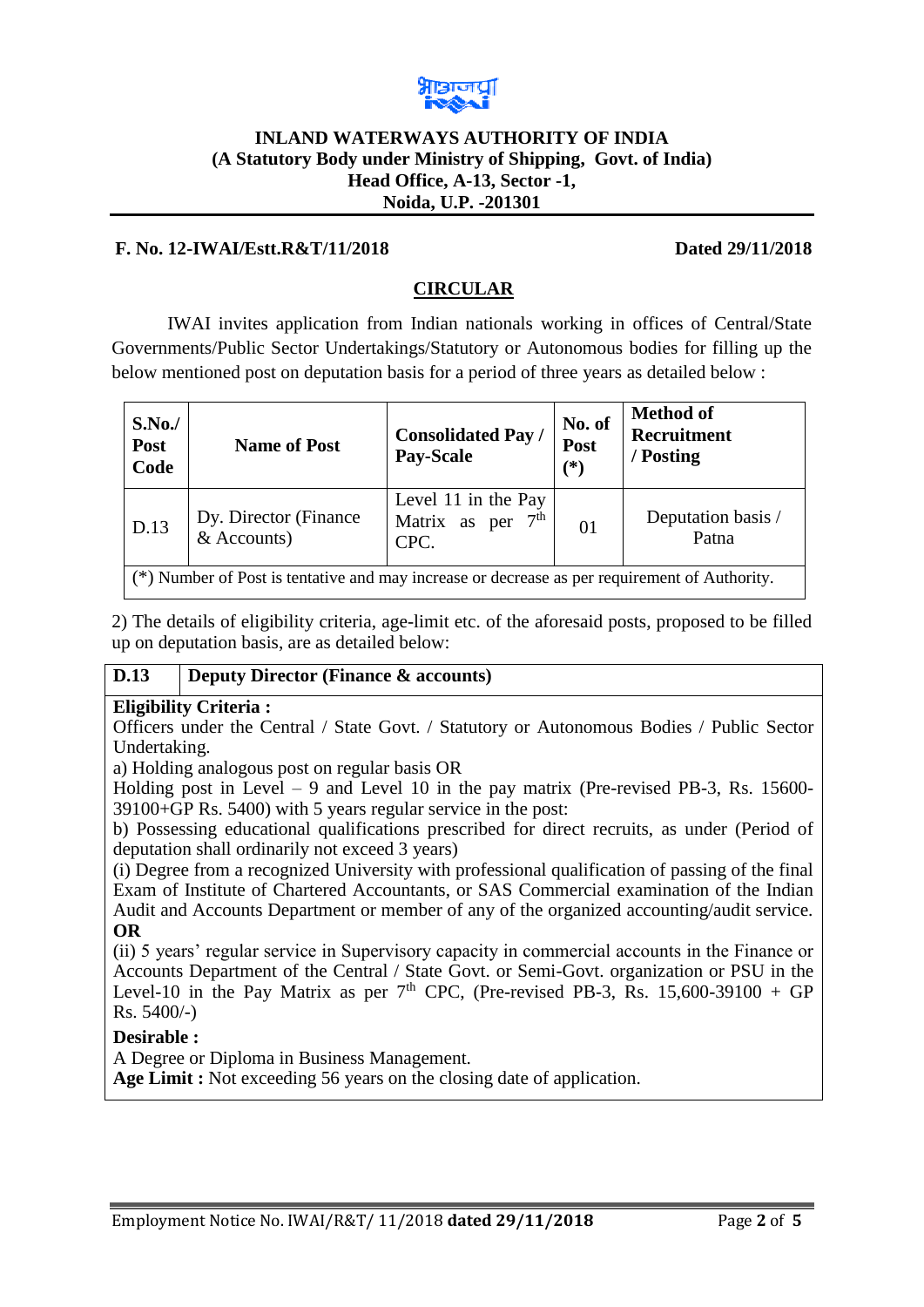**INLAND WATERWAYS AUTHORITY OF INDIA**
**(A Statutory Body under Ministry of Shipping, Govt. of India)**
**Head Office, A-13, Sector -1,**
**Noida, U.P. -201301**

**F. No. 12-IWAI/Estt.R&T/11/2018** **Dated 29/11/2018**

## CIRCULAR

IWAI invites application from Indian nationals working in offices of Central/State Governments/Public Sector Undertakings/Statutory or Autonomous bodies for filling up the below mentioned post on deputation basis for a period of three years as detailed below :

| S.No./ Post Code | Name of Post | Consolidated Pay / Pay-Scale | No. of Post (*) | Method of Recruitment / Posting |
|---|---|---|---|---|
| D.13 | Dy. Director (Finance & Accounts) | Level 11 in the Pay Matrix as per 7th CPC. | 01 | Deputation basis / Patna |
| (*) Number of Post is tentative and may increase or decrease as per requirement of Authority. | | | | |

2) The details of eligibility criteria, age-limit etc. of the aforesaid posts, proposed to be filled up on deputation basis, are as detailed below:

**D.13 Deputy Director (Finance & accounts)**

**Eligibility Criteria :**

Officers under the Central / State Govt. / Statutory or Autonomous Bodies / Public Sector Undertaking.

a) Holding analogous post on regular basis OR

Holding post in Level – 9 and Level 10 in the pay matrix (Pre-revised PB-3, Rs. 15600-39100+GP Rs. 5400) with 5 years regular service in the post:

b) Possessing educational qualifications prescribed for direct recruits, as under (Period of deputation shall ordinarily not exceed 3 years)

(i) Degree from a recognized University with professional qualification of passing of the final Exam of Institute of Chartered Accountants, or SAS Commercial examination of the Indian Audit and Accounts Department or member of any of the organized accounting/audit service.

**OR**

(ii) 5 years' regular service in Supervisory capacity in commercial accounts in the Finance or Accounts Department of the Central / State Govt. or Semi-Govt. organization or PSU in the Level-10 in the Pay Matrix as per 7th CPC, (Pre-revised PB-3, Rs. 15,600-39100 + GP Rs. 5400/-)

**Desirable :**

A Degree or Diploma in Business Management.

**Age Limit :** Not exceeding 56 years on the closing date of application.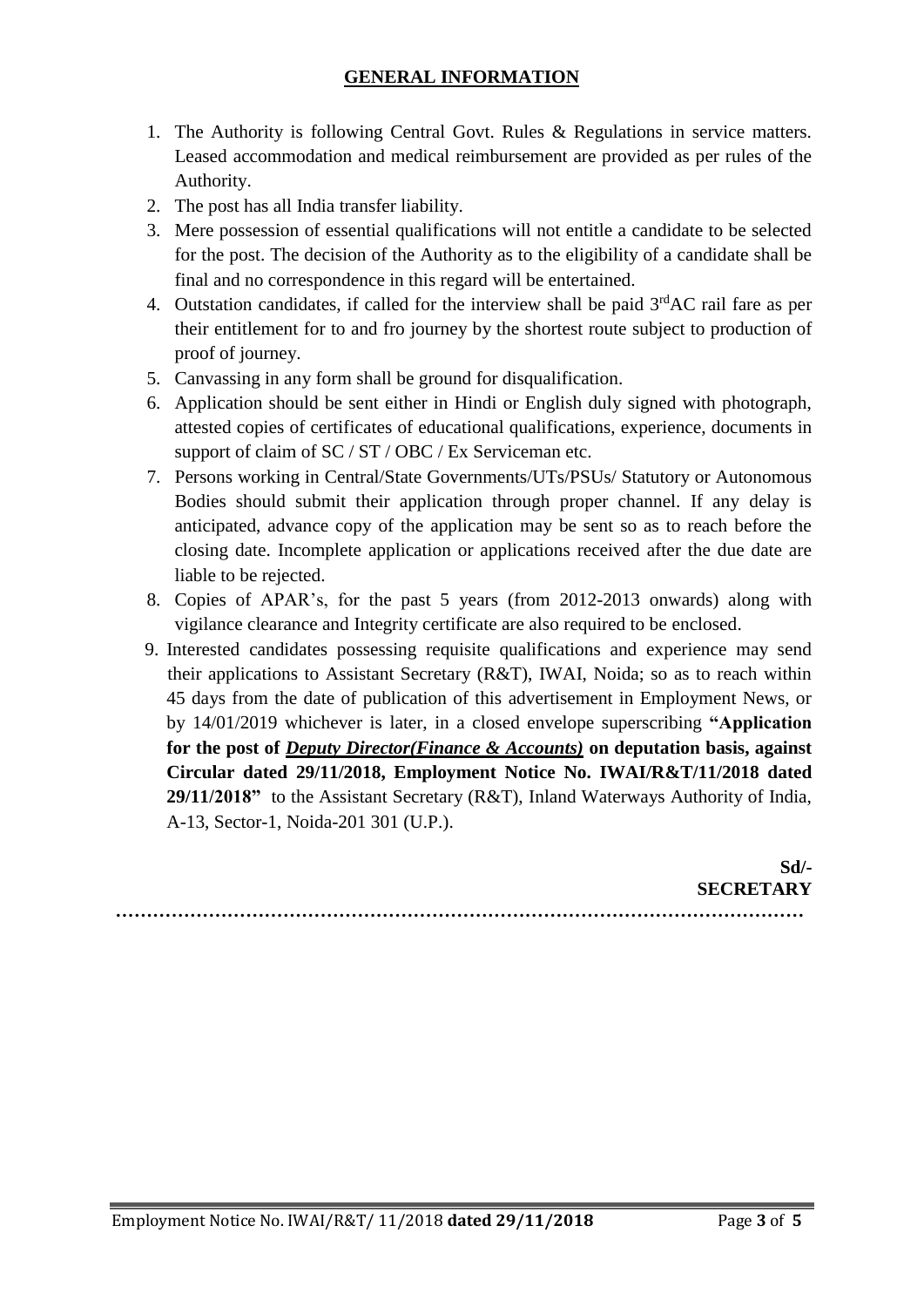## GENERAL INFORMATION

1. The Authority is following Central Govt. Rules & Regulations in service matters. Leased accommodation and medical reimbursement are provided as per rules of the Authority.
2. The post has all India transfer liability.
3. Mere possession of essential qualifications will not entitle a candidate to be selected for the post. The decision of the Authority as to the eligibility of a candidate shall be final and no correspondence in this regard will be entertained.
4. Outstation candidates, if called for the interview shall be paid 3rdAC rail fare as per their entitlement for to and fro journey by the shortest route subject to production of proof of journey.
5. Canvassing in any form shall be ground for disqualification.
6. Application should be sent either in Hindi or English duly signed with photograph, attested copies of certificates of educational qualifications, experience, documents in support of claim of SC / ST / OBC / Ex Serviceman etc.
7. Persons working in Central/State Governments/UTs/PSUs/ Statutory or Autonomous Bodies should submit their application through proper channel. If any delay is anticipated, advance copy of the application may be sent so as to reach before the closing date. Incomplete application or applications received after the due date are liable to be rejected.
8. Copies of APAR's, for the past 5 years (from 2012-2013 onwards) along with vigilance clearance and Integrity certificate are also required to be enclosed.
9. Interested candidates possessing requisite qualifications and experience may send their applications to Assistant Secretary (R&T), IWAI, Noida; so as to reach within 45 days from the date of publication of this advertisement in Employment News, or by 14/01/2019 whichever is later, in a closed envelope superscribing **"Application for the post of *Deputy Director(Finance & Accounts)* on deputation basis, against Circular dated 29/11/2018, Employment Notice No. IWAI/R&T/11/2018 dated 29/11/2018"** to the Assistant Secretary (R&T), Inland Waterways Authority of India, A-13, Sector-1, Noida-201 301 (U.P.).

**Sd/-**
**SECRETARY**

…………………………………………………………………………………………………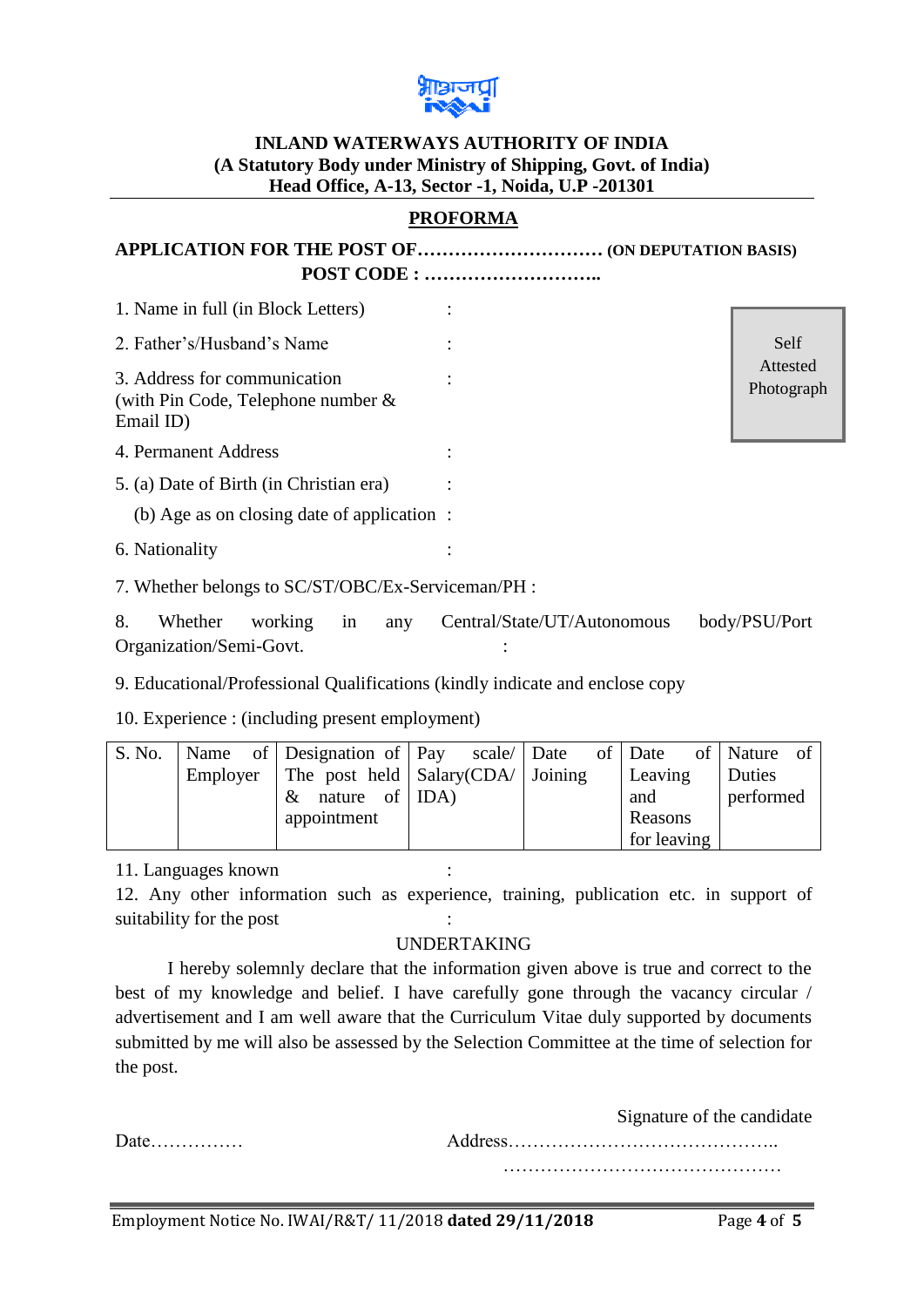भाअजप्रा

**INLAND WATERWAYS AUTHORITY OF INDIA**
**(A Statutory Body under Ministry of Shipping, Govt. of India)**
**Head Office, A-13, Sector -1, Noida, U.P -201301**

## PROFORMA

**APPLICATION FOR THE POST OF………………………… (ON DEPUTATION BASIS)**
**POST CODE : ………………………..**

Self Attested Photograph

1. Name in full (in Block Letters) :
2. Father's/Husband's Name :
3. Address for communication (with Pin Code, Telephone number & Email ID) :
4. Permanent Address :
5. (a) Date of Birth (in Christian era) :
   (b) Age as on closing date of application :
6. Nationality :
7. Whether belongs to SC/ST/OBC/Ex-Serviceman/PH :
8. Whether working in any Central/State/UT/Autonomous body/PSU/Port Organization/Semi-Govt. :
9. Educational/Professional Qualifications (kindly indicate and enclose copy
10. Experience : (including present employment)

| S. No. | Name of Employer | Designation of The post held & nature of appointment | Pay scale/ Salary(CDA/ IDA) | Date of Joining | Date of Leaving and Reasons for leaving | Nature of Duties performed |
|---|---|---|---|---|---|---|
| | | | | | | |

11. Languages known :
12. Any other information such as experience, training, publication etc. in support of suitability for the post :

UNDERTAKING

I hereby solemnly declare that the information given above is true and correct to the best of my knowledge and belief. I have carefully gone through the vacancy circular / advertisement and I am well aware that the Curriculum Vitae duly supported by documents submitted by me will also be assessed by the Selection Committee at the time of selection for the post.

Signature of the candidate

Date……………  Address……………………………………..
………………………………………

Employment Notice No. IWAI/R&T/ 11/2018 **dated 29/11/2018**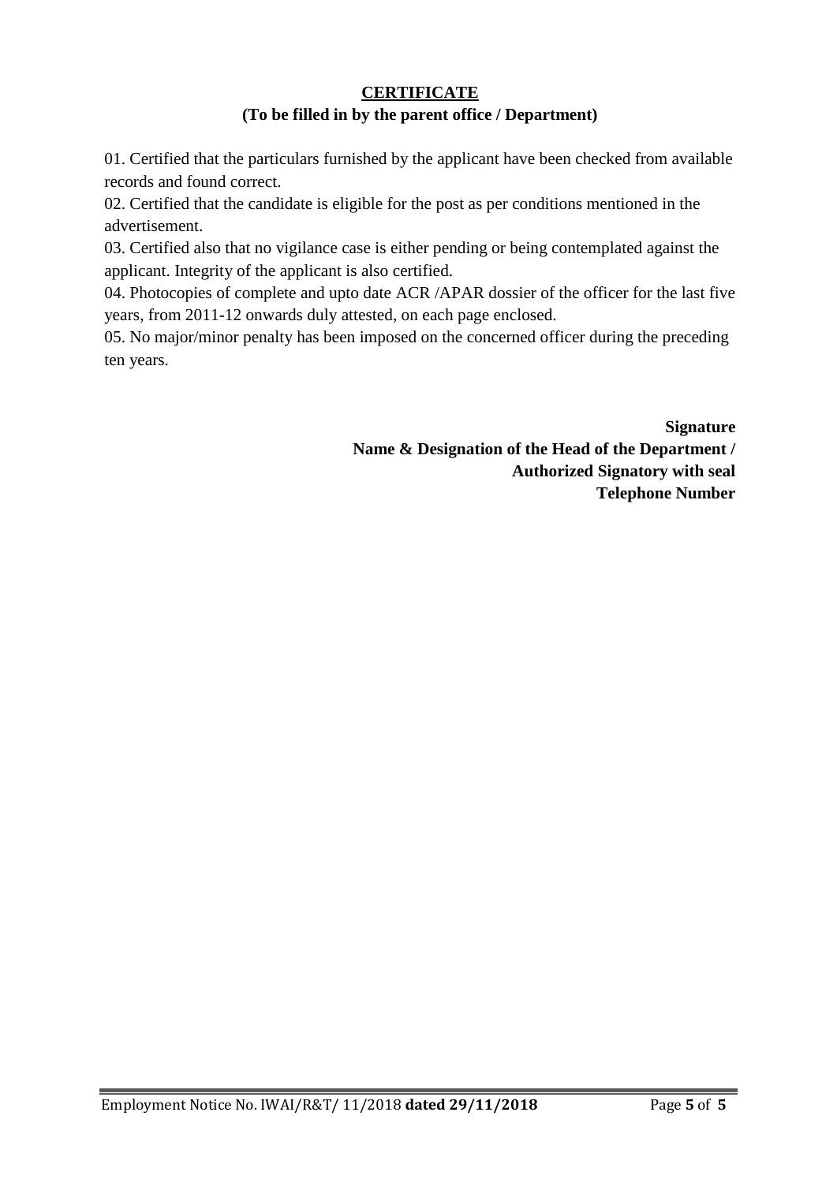## **CERTIFICATE**

**(To be filled in by the parent office / Department)**

01. Certified that the particulars furnished by the applicant have been checked from available records and found correct.

02. Certified that the candidate is eligible for the post as per conditions mentioned in the advertisement.

03. Certified also that no vigilance case is either pending or being contemplated against the applicant. Integrity of the applicant is also certified.

04. Photocopies of complete and upto date ACR /APAR dossier of the officer for the last five years, from 2011-12 onwards duly attested, on each page enclosed.

05. No major/minor penalty has been imposed on the concerned officer during the preceding ten years.

**Signature**
**Name & Designation of the Head of the Department /**
**Authorized Signatory with seal**
**Telephone Number**